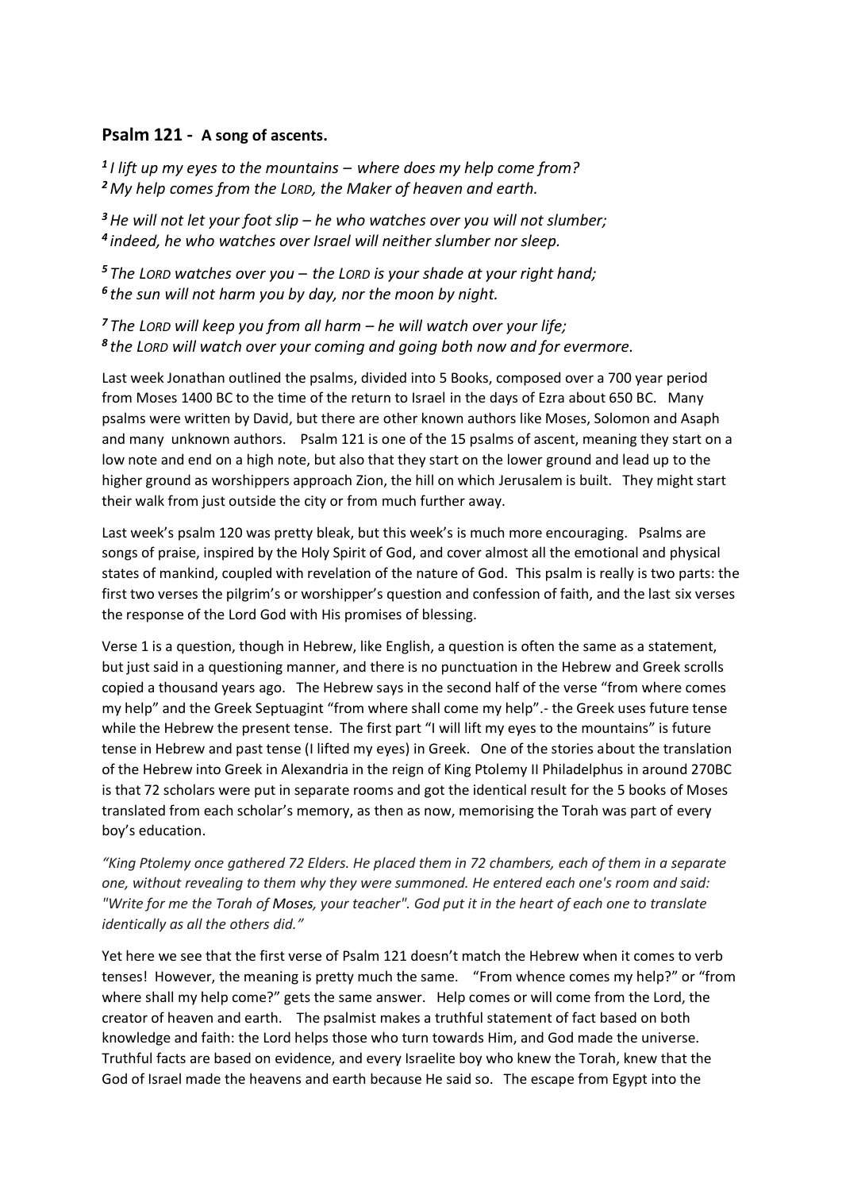## Psalm 121 - A song of ascents.

*[1] I lift up my eyes to the mountains – where does my help come from?*
*[2] My help comes from the LORD, the Maker of heaven and earth.*

*[3] He will not let your foot slip – he who watches over you will not slumber;*
*[4] indeed, he who watches over Israel will neither slumber nor sleep.*

*[5] The LORD watches over you – the LORD is your shade at your right hand;*
*[6] the sun will not harm you by day, nor the moon by night.*

*[7] The LORD will keep you from all harm – he will watch over your life;*
*[8] the LORD will watch over your coming and going both now and for evermore.*

Last week Jonathan outlined the psalms, divided into 5 Books, composed over a 700 year period from Moses 1400 BC to the time of the return to Israel in the days of Ezra about 650 BC. Many psalms were written by David, but there are other known authors like Moses, Solomon and Asaph and many unknown authors. Psalm 121 is one of the 15 psalms of ascent, meaning they start on a low note and end on a high note, but also that they start on the lower ground and lead up to the higher ground as worshippers approach Zion, the hill on which Jerusalem is built. They might start their walk from just outside the city or from much further away.

Last week's psalm 120 was pretty bleak, but this week's is much more encouraging. Psalms are songs of praise, inspired by the Holy Spirit of God, and cover almost all the emotional and physical states of mankind, coupled with revelation of the nature of God. This psalm is really is two parts: the first two verses the pilgrim's or worshipper's question and confession of faith, and the last six verses the response of the Lord God with His promises of blessing.

Verse 1 is a question, though in Hebrew, like English, a question is often the same as a statement, but just said in a questioning manner, and there is no punctuation in the Hebrew and Greek scrolls copied a thousand years ago. The Hebrew says in the second half of the verse "from where comes my help" and the Greek Septuagint "from where shall come my help".- the Greek uses future tense while the Hebrew the present tense. The first part "I will lift my eyes to the mountains" is future tense in Hebrew and past tense (I lifted my eyes) in Greek. One of the stories about the translation of the Hebrew into Greek in Alexandria in the reign of King Ptolemy II Philadelphus in around 270BC is that 72 scholars were put in separate rooms and got the identical result for the 5 books of Moses translated from each scholar's memory, as then as now, memorising the Torah was part of every boy's education.

*"King Ptolemy once gathered 72 Elders. He placed them in 72 chambers, each of them in a separate one, without revealing to them why they were summoned. He entered each one's room and said: "Write for me the Torah of Moses, your teacher". God put it in the heart of each one to translate identically as all the others did."*

Yet here we see that the first verse of Psalm 121 doesn't match the Hebrew when it comes to verb tenses! However, the meaning is pretty much the same. "From whence comes my help?" or "from where shall my help come?" gets the same answer. Help comes or will come from the Lord, the creator of heaven and earth. The psalmist makes a truthful statement of fact based on both knowledge and faith: the Lord helps those who turn towards Him, and God made the universe. Truthful facts are based on evidence, and every Israelite boy who knew the Torah, knew that the God of Israel made the heavens and earth because He said so. The escape from Egypt into the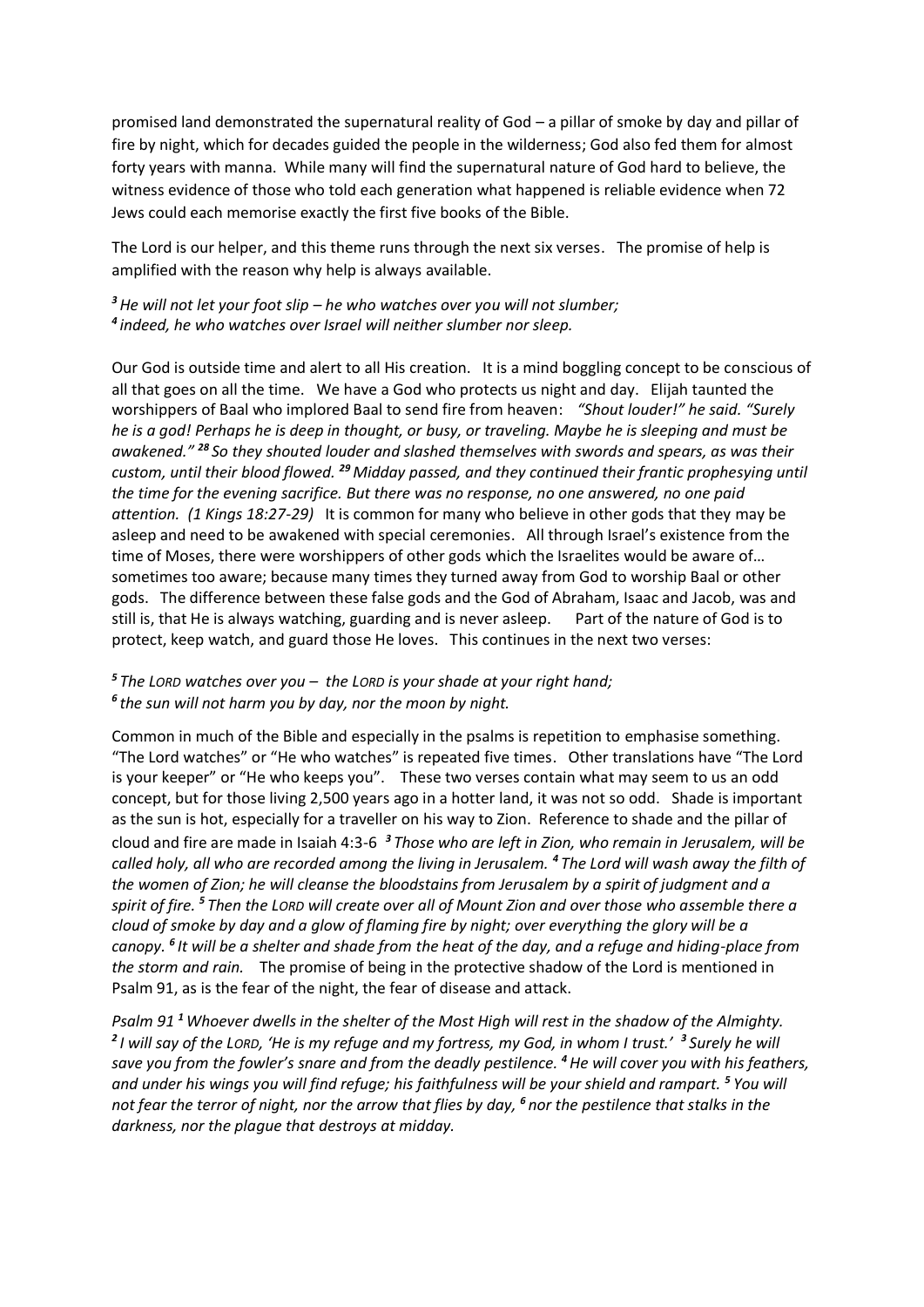promised land demonstrated the supernatural reality of God – a pillar of smoke by day and pillar of fire by night, which for decades guided the people in the wilderness; God also fed them for almost forty years with manna. While many will find the supernatural nature of God hard to believe, the witness evidence of those who told each generation what happened is reliable evidence when 72 Jews could each memorise exactly the first five books of the Bible.

The Lord is our helper, and this theme runs through the next six verses. The promise of help is amplified with the reason why help is always available.

*[3] He will not let your foot slip – he who watches over you will not slumber;*
*[4] indeed, he who watches over Israel will neither slumber nor sleep.*

Our God is outside time and alert to all His creation. It is a mind boggling concept to be conscious of all that goes on all the time. We have a God who protects us night and day. Elijah taunted the worshippers of Baal who implored Baal to send fire from heaven: *"Shout louder!" he said. "Surely he is a god! Perhaps he is deep in thought, or busy, or traveling. Maybe he is sleeping and must be awakened." [28] So they shouted louder and slashed themselves with swords and spears, as was their custom, until their blood flowed. [29] Midday passed, and they continued their frantic prophesying until the time for the evening sacrifice. But there was no response, no one answered, no one paid attention. (1 Kings 18:27-29)* It is common for many who believe in other gods that they may be asleep and need to be awakened with special ceremonies. All through Israel's existence from the time of Moses, there were worshippers of other gods which the Israelites would be aware of… sometimes too aware; because many times they turned away from God to worship Baal or other gods. The difference between these false gods and the God of Abraham, Isaac and Jacob, was and still is, that He is always watching, guarding and is never asleep. Part of the nature of God is to protect, keep watch, and guard those He loves. This continues in the next two verses:

*[5] The LORD watches over you – the LORD is your shade at your right hand;*
*[6] the sun will not harm you by day, nor the moon by night.*

Common in much of the Bible and especially in the psalms is repetition to emphasise something. "The Lord watches" or "He who watches" is repeated five times. Other translations have "The Lord is your keeper" or "He who keeps you". These two verses contain what may seem to us an odd concept, but for those living 2,500 years ago in a hotter land, it was not so odd. Shade is important as the sun is hot, especially for a traveller on his way to Zion. Reference to shade and the pillar of cloud and fire are made in Isaiah 4:3-6 *[3] Those who are left in Zion, who remain in Jerusalem, will be called holy, all who are recorded among the living in Jerusalem. [4] The Lord will wash away the filth of the women of Zion; he will cleanse the bloodstains from Jerusalem by a spirit of judgment and a spirit of fire. [5] Then the LORD will create over all of Mount Zion and over those who assemble there a cloud of smoke by day and a glow of flaming fire by night; over everything the glory will be a canopy. [6] It will be a shelter and shade from the heat of the day, and a refuge and hiding-place from the storm and rain.* The promise of being in the protective shadow of the Lord is mentioned in Psalm 91, as is the fear of the night, the fear of disease and attack.

*Psalm 91 [1] Whoever dwells in the shelter of the Most High will rest in the shadow of the Almighty. [2] I will say of the LORD, 'He is my refuge and my fortress, my God, in whom I trust.' [3] Surely he will save you from the fowler's snare and from the deadly pestilence. [4] He will cover you with his feathers, and under his wings you will find refuge; his faithfulness will be your shield and rampart. [5] You will not fear the terror of night, nor the arrow that flies by day, [6] nor the pestilence that stalks in the darkness, nor the plague that destroys at midday.*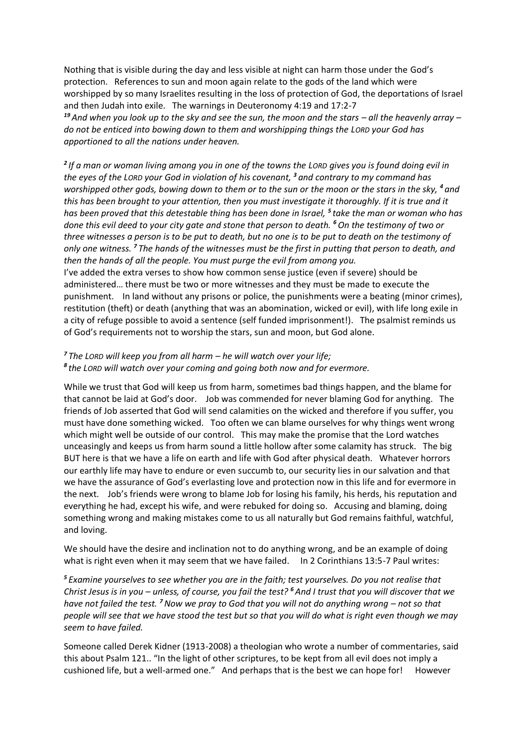Nothing that is visible during the day and less visible at night can harm those under the God's protection. References to sun and moon again relate to the gods of the land which were worshipped by so many Israelites resulting in the loss of protection of God, the deportations of Israel and then Judah into exile. The warnings in Deuteronomy 4:19 and 17:2-7

*[19] And when you look up to the sky and see the sun, the moon and the stars – all the heavenly array – do not be enticed into bowing down to them and worshipping things the LORD your God has apportioned to all the nations under heaven.*

*[2] If a man or woman living among you in one of the towns the LORD gives you is found doing evil in the eyes of the LORD your God in violation of his covenant, [3] and contrary to my command has worshipped other gods, bowing down to them or to the sun or the moon or the stars in the sky, [4] and this has been brought to your attention, then you must investigate it thoroughly. If it is true and it has been proved that this detestable thing has been done in Israel, [5] take the man or woman who has done this evil deed to your city gate and stone that person to death. [6] On the testimony of two or three witnesses a person is to be put to death, but no one is to be put to death on the testimony of only one witness. [7] The hands of the witnesses must be the first in putting that person to death, and then the hands of all the people. You must purge the evil from among you.*

I've added the extra verses to show how common sense justice (even if severe) should be administered… there must be two or more witnesses and they must be made to execute the punishment. In land without any prisons or police, the punishments were a beating (minor crimes), restitution (theft) or death (anything that was an abomination, wicked or evil), with life long exile in a city of refuge possible to avoid a sentence (self funded imprisonment!). The psalmist reminds us of God's requirements not to worship the stars, sun and moon, but God alone.

*[7] The LORD will keep you from all harm – he will watch over your life;*
*[8] the LORD will watch over your coming and going both now and for evermore.*

While we trust that God will keep us from harm, sometimes bad things happen, and the blame for that cannot be laid at God's door. Job was commended for never blaming God for anything. The friends of Job asserted that God will send calamities on the wicked and therefore if you suffer, you must have done something wicked. Too often we can blame ourselves for why things went wrong which might well be outside of our control. This may make the promise that the Lord watches unceasingly and keeps us from harm sound a little hollow after some calamity has struck. The big BUT here is that we have a life on earth and life with God after physical death. Whatever horrors our earthly life may have to endure or even succumb to, our security lies in our salvation and that we have the assurance of God's everlasting love and protection now in this life and for evermore in the next. Job's friends were wrong to blame Job for losing his family, his herds, his reputation and everything he had, except his wife, and were rebuked for doing so. Accusing and blaming, doing something wrong and making mistakes come to us all naturally but God remains faithful, watchful, and loving.

We should have the desire and inclination not to do anything wrong, and be an example of doing what is right even when it may seem that we have failed. In 2 Corinthians 13:5-7 Paul writes:

*[5] Examine yourselves to see whether you are in the faith; test yourselves. Do you not realise that Christ Jesus is in you – unless, of course, you fail the test? [6] And I trust that you will discover that we have not failed the test. [7] Now we pray to God that you will not do anything wrong – not so that people will see that we have stood the test but so that you will do what is right even though we may seem to have failed.*

Someone called Derek Kidner (1913-2008) a theologian who wrote a number of commentaries, said this about Psalm 121.. "In the light of other scriptures, to be kept from all evil does not imply a cushioned life, but a well-armed one." And perhaps that is the best we can hope for! However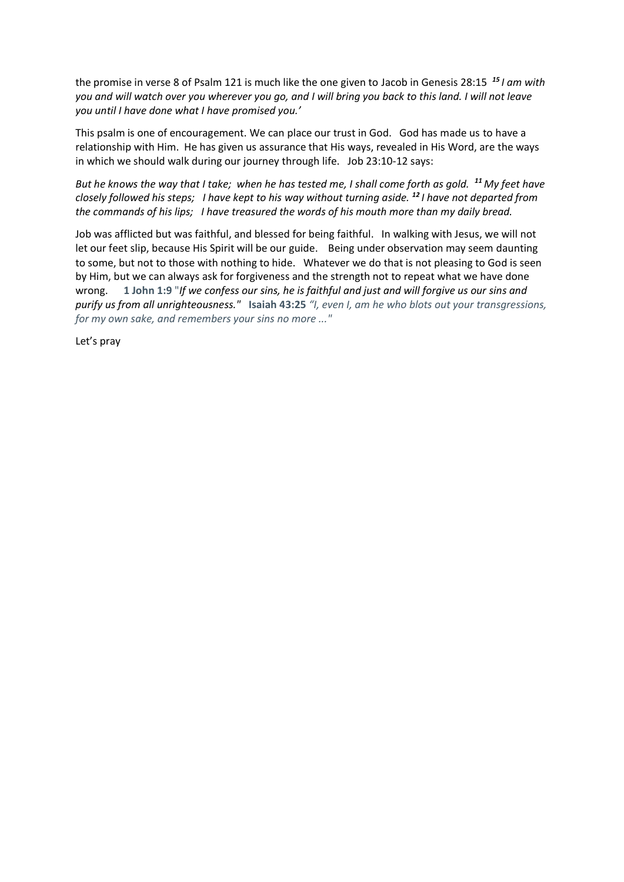the promise in verse 8 of Psalm 121 is much like the one given to Jacob in Genesis 28:15 ***15*** *I am with you and will watch over you wherever you go, and I will bring you back to this land. I will not leave you until I have done what I have promised you.'*

This psalm is one of encouragement. We can place our trust in God. God has made us to have a relationship with Him. He has given us assurance that His ways, revealed in His Word, are the ways in which we should walk during our journey through life. Job 23:10-12 says:

*But he knows the way that I take; when he has tested me, I shall come forth as gold.* ***11*** *My feet have closely followed his steps; I have kept to his way without turning aside.* ***12*** *I have not departed from the commands of his lips; I have treasured the words of his mouth more than my daily bread.*

Job was afflicted but was faithful, and blessed for being faithful. In walking with Jesus, we will not let our feet slip, because His Spirit will be our guide. Being under observation may seem daunting to some, but not to those with nothing to hide. Whatever we do that is not pleasing to God is seen by Him, but we can always ask for forgiveness and the strength not to repeat what we have done wrong. **1 John 1:9** "*If we confess our sins, he is faithful and just and will forgive us our sins and purify us from all unrighteousness."* **Isaiah 43:25** *"I, even I, am he who blots out your transgressions, for my own sake, and remembers your sins no more ..."*

Let's pray